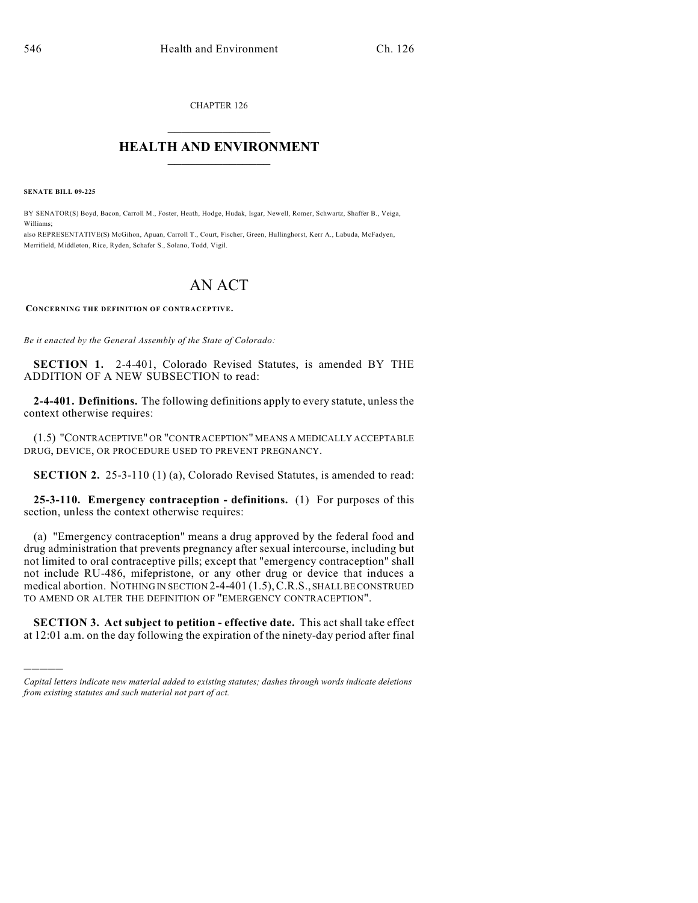CHAPTER 126

# HEALTH AND ENVIRONMENT

**SENATE BILL 09-225**

BY SENATOR(S) Boyd, Bacon, Carroll M., Foster, Heath, Hodge, Hudak, Isgar, Newell, Romer, Schwartz, Shaffer B., Veiga, Williams;
also REPRESENTATIVE(S) McGihon, Apuan, Carroll T., Court, Fischer, Green, Hullinghorst, Kerr A., Labuda, McFadyen, Merrifield, Middleton, Rice, Ryden, Schafer S., Solano, Todd, Vigil.

# AN ACT

**CONCERNING THE DEFINITION OF CONTRACEPTIVE.**

*Be it enacted by the General Assembly of the State of Colorado:*

**SECTION 1.** 2-4-401, Colorado Revised Statutes, is amended BY THE ADDITION OF A NEW SUBSECTION to read:

**2-4-401. Definitions.** The following definitions apply to every statute, unless the context otherwise requires:

(1.5) "CONTRACEPTIVE" OR "CONTRACEPTION" MEANS A MEDICALLY ACCEPTABLE DRUG, DEVICE, OR PROCEDURE USED TO PREVENT PREGNANCY.

**SECTION 2.** 25-3-110 (1) (a), Colorado Revised Statutes, is amended to read:

**25-3-110. Emergency contraception - definitions.** (1) For purposes of this section, unless the context otherwise requires:

(a) "Emergency contraception" means a drug approved by the federal food and drug administration that prevents pregnancy after sexual intercourse, including but not limited to oral contraceptive pills; except that "emergency contraception" shall not include RU-486, mifepristone, or any other drug or device that induces a medical abortion. NOTHING IN SECTION 2-4-401 (1.5), C.R.S., SHALL BE CONSTRUED TO AMEND OR ALTER THE DEFINITION OF "EMERGENCY CONTRACEPTION".

**SECTION 3. Act subject to petition - effective date.** This act shall take effect at 12:01 a.m. on the day following the expiration of the ninety-day period after final

---

*Capital letters indicate new material added to existing statutes; dashes through words indicate deletions from existing statutes and such material not part of act.*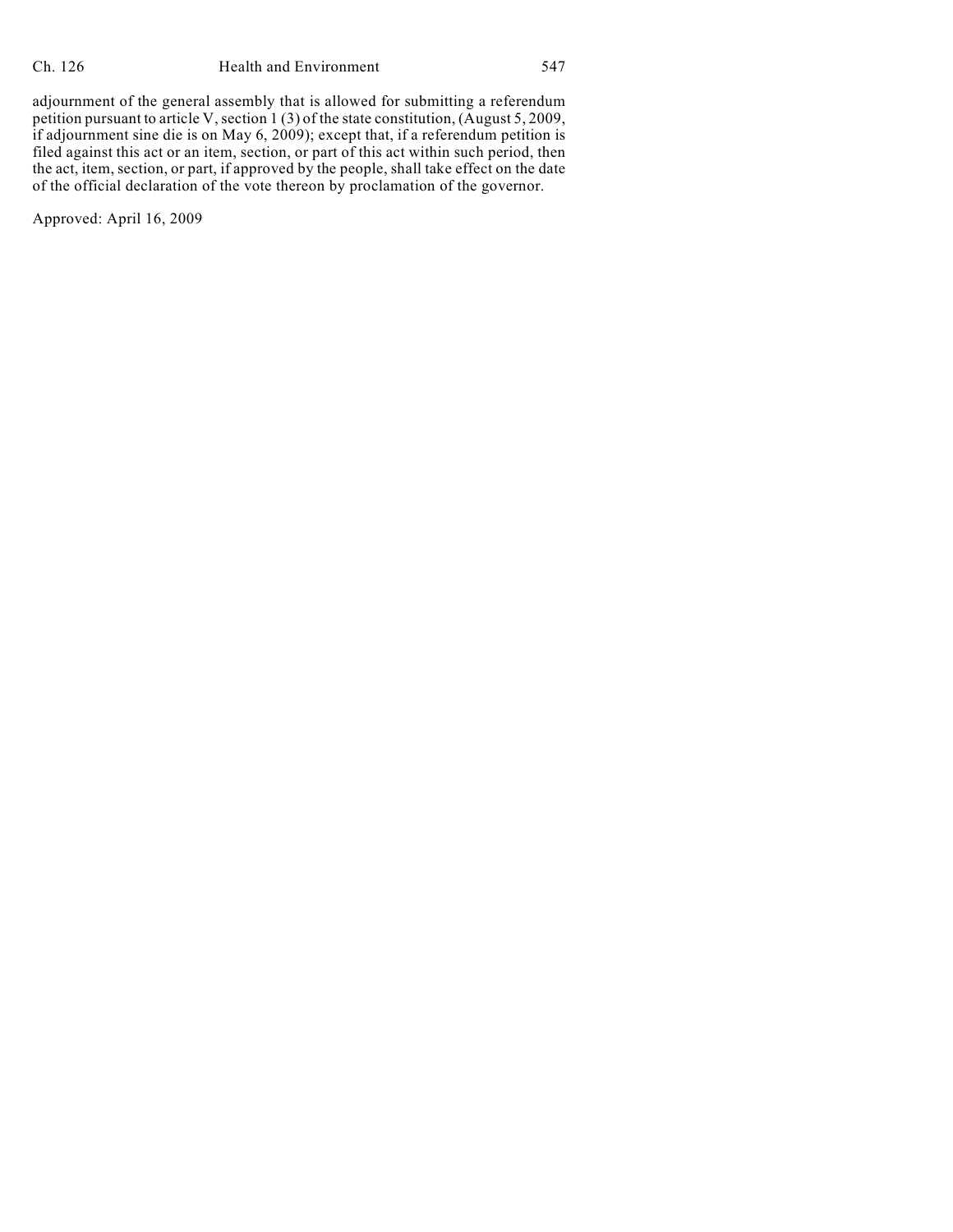adjournment of the general assembly that is allowed for submitting a referendum petition pursuant to article V, section 1 (3) of the state constitution, (August 5, 2009, if adjournment sine die is on May 6, 2009); except that, if a referendum petition is filed against this act or an item, section, or part of this act within such period, then the act, item, section, or part, if approved by the people, shall take effect on the date of the official declaration of the vote thereon by proclamation of the governor.

Approved: April 16, 2009